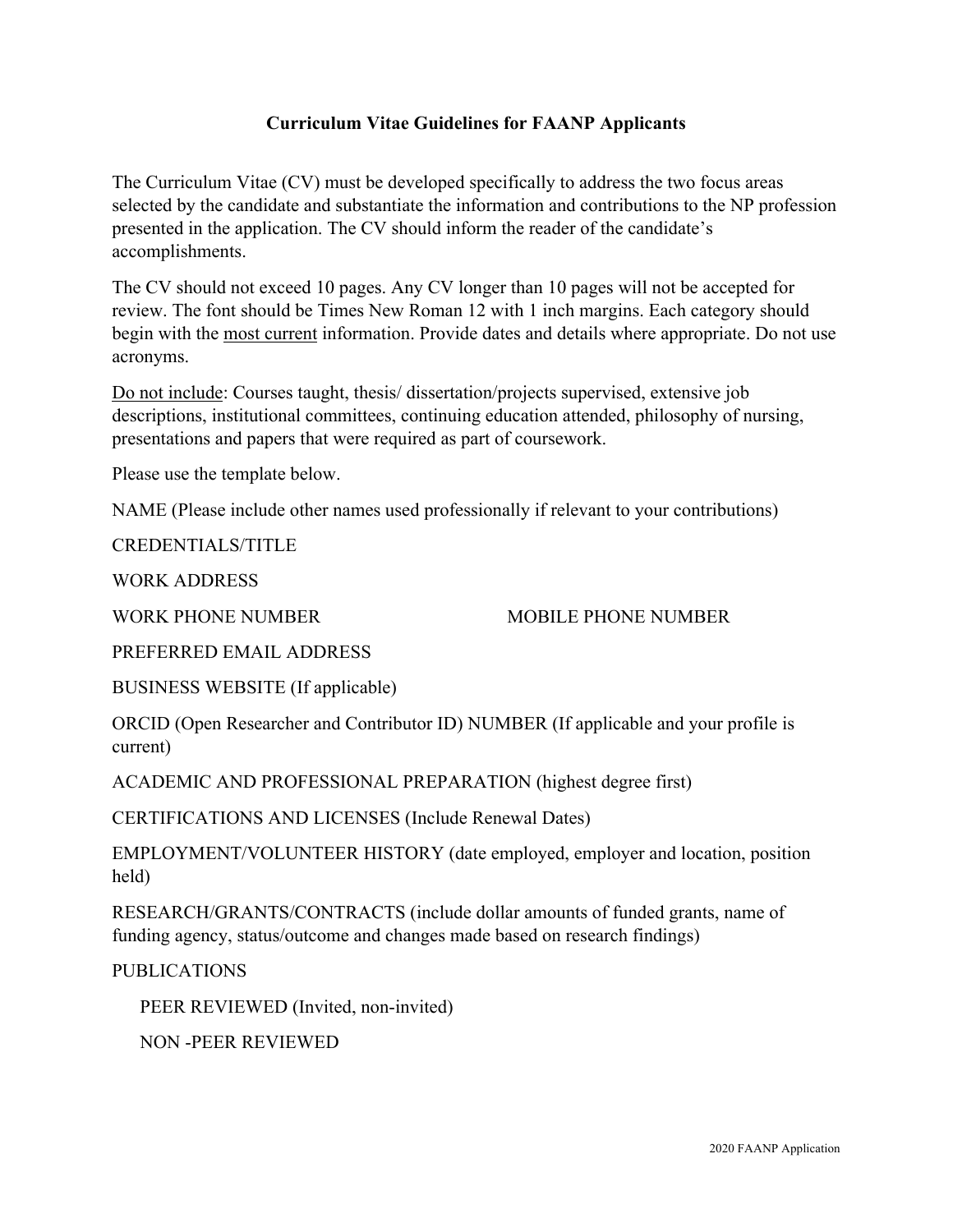# Curriculum Vitae Guidelines for FAANP Applicants

The Curriculum Vitae (CV) must be developed specifically to address the two focus areas selected by the candidate and substantiate the information and contributions to the NP profession presented in the application. The CV should inform the reader of the candidate's accomplishments.

The CV should not exceed 10 pages. Any CV longer than 10 pages will not be accepted for review. The font should be Times New Roman 12 with 1 inch margins. Each category should begin with the <u>most current</u> information. Provide dates and details where appropriate. Do not use acronyms.

<u>Do not include</u>: Courses taught, thesis/ dissertation/projects supervised, extensive job descriptions, institutional committees, continuing education attended, philosophy of nursing, presentations and papers that were required as part of coursework.

Please use the template below.

NAME (Please include other names used professionally if relevant to your contributions)

CREDENTIALS/TITLE

WORK ADDRESS

WORK PHONE NUMBER MOBILE PHONE NUMBER

PREFERRED EMAIL ADDRESS

BUSINESS WEBSITE (If applicable)

ORCID (Open Researcher and Contributor ID) NUMBER (If applicable and your profile is current)

ACADEMIC AND PROFESSIONAL PREPARATION (highest degree first)

CERTIFICATIONS AND LICENSES (Include Renewal Dates)

EMPLOYMENT/VOLUNTEER HISTORY (date employed, employer and location, position held)

RESEARCH/GRANTS/CONTRACTS (include dollar amounts of funded grants, name of funding agency, status/outcome and changes made based on research findings)

PUBLICATIONS

- PEER REVIEWED (Invited, non-invited)
- NON -PEER REVIEWED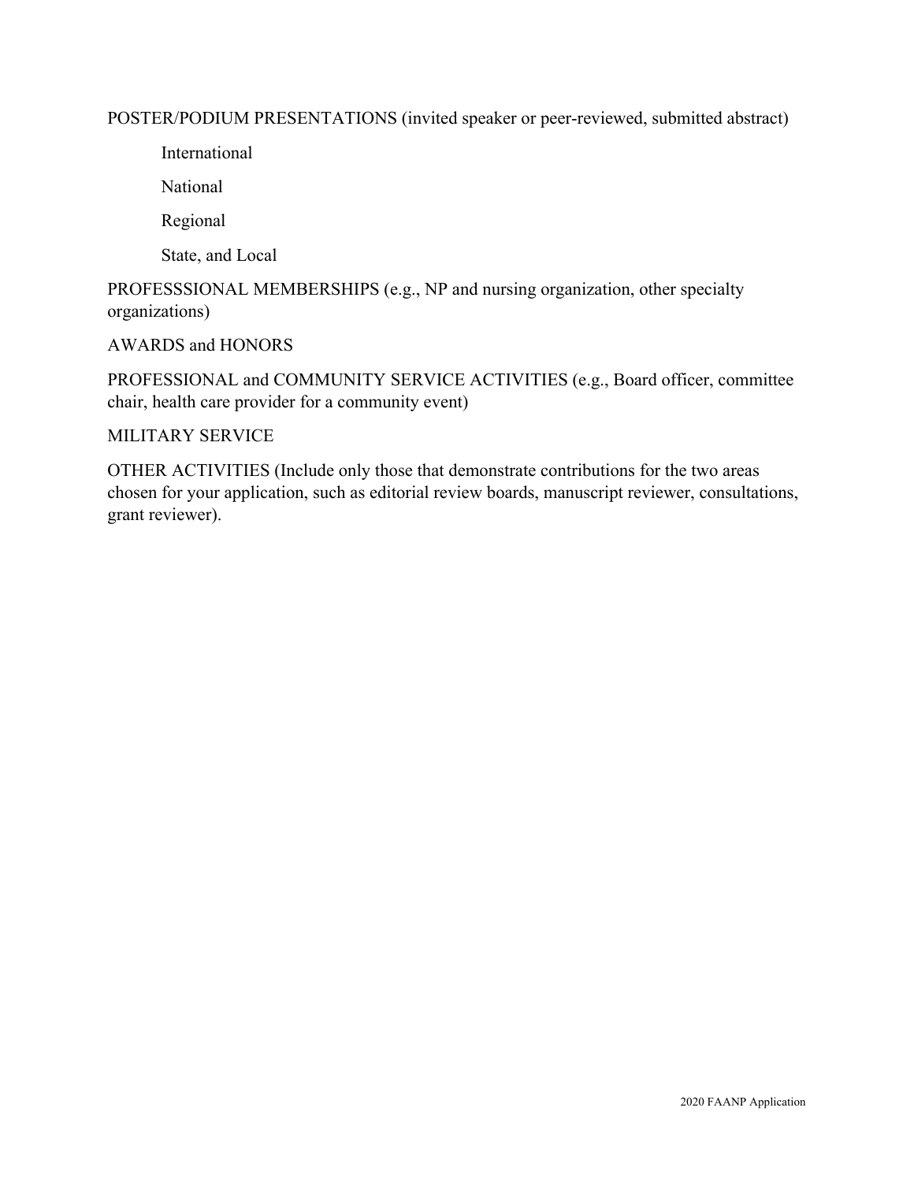POSTER/PODIUM PRESENTATIONS (invited speaker or peer-reviewed, submitted abstract)

- International
- National
- Regional
- State, and Local

PROFESSSIONAL MEMBERSHIPS (e.g., NP and nursing organization, other specialty organizations)

AWARDS and HONORS

PROFESSIONAL and COMMUNITY SERVICE ACTIVITIES (e.g., Board officer, committee chair, health care provider for a community event)

MILITARY SERVICE

OTHER ACTIVITIES (Include only those that demonstrate contributions for the two areas chosen for your application, such as editorial review boards, manuscript reviewer, consultations, grant reviewer).